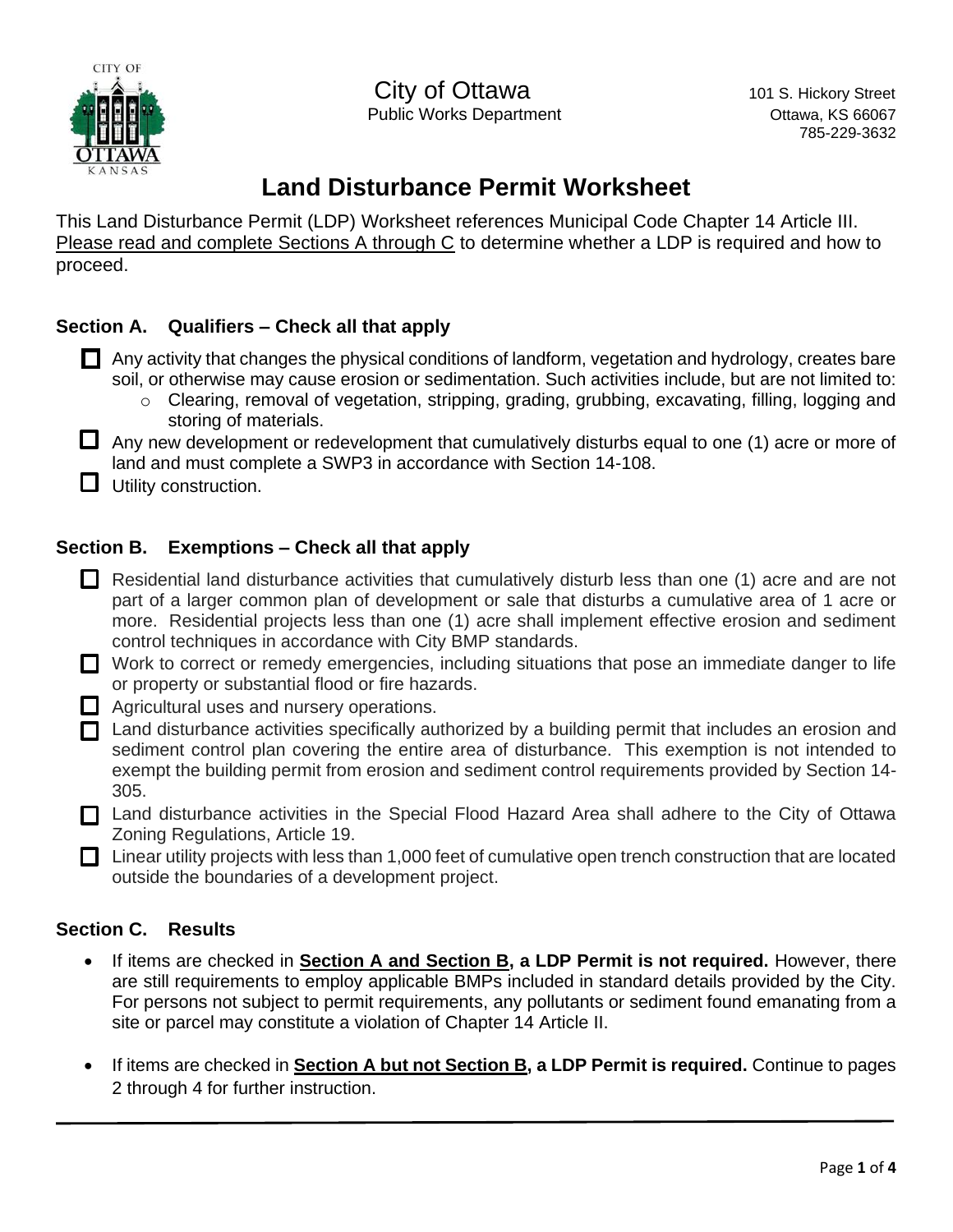City of Ottawa
Public Works Department

101 S. Hickory Street
Ottawa, KS 66067
785-229-3632

# Land Disturbance Permit Worksheet

This Land Disturbance Permit (LDP) Worksheet references Municipal Code Chapter 14 Article III. Please read and complete Sections A through C to determine whether a LDP is required and how to proceed.

### Section A. Qualifiers – Check all that apply

- ☐ Any activity that changes the physical conditions of landform, vegetation and hydrology, creates bare soil, or otherwise may cause erosion or sedimentation. Such activities include, but are not limited to:
  - Clearing, removal of vegetation, stripping, grading, grubbing, excavating, filling, logging and storing of materials.
- ☐ Any new development or redevelopment that cumulatively disturbs equal to one (1) acre or more of land and must complete a SWP3 in accordance with Section 14-108.
- ☐ Utility construction.

### Section B. Exemptions – Check all that apply

- ☐ Residential land disturbance activities that cumulatively disturb less than one (1) acre and are not part of a larger common plan of development or sale that disturbs a cumulative area of 1 acre or more. Residential projects less than one (1) acre shall implement effective erosion and sediment control techniques in accordance with City BMP standards.
- ☐ Work to correct or remedy emergencies, including situations that pose an immediate danger to life or property or substantial flood or fire hazards.
- ☐ Agricultural uses and nursery operations.
- ☐ Land disturbance activities specifically authorized by a building permit that includes an erosion and sediment control plan covering the entire area of disturbance. This exemption is not intended to exempt the building permit from erosion and sediment control requirements provided by Section 14-305.
- ☐ Land disturbance activities in the Special Flood Hazard Area shall adhere to the City of Ottawa Zoning Regulations, Article 19.
- ☐ Linear utility projects with less than 1,000 feet of cumulative open trench construction that are located outside the boundaries of a development project.

### Section C. Results

- If items are checked in **Section A and Section B, a LDP Permit is not required.** However, there are still requirements to employ applicable BMPs included in standard details provided by the City. For persons not subject to permit requirements, any pollutants or sediment found emanating from a site or parcel may constitute a violation of Chapter 14 Article II.
- If items are checked in **Section A but not Section B, a LDP Permit is required.** Continue to pages 2 through 4 for further instruction.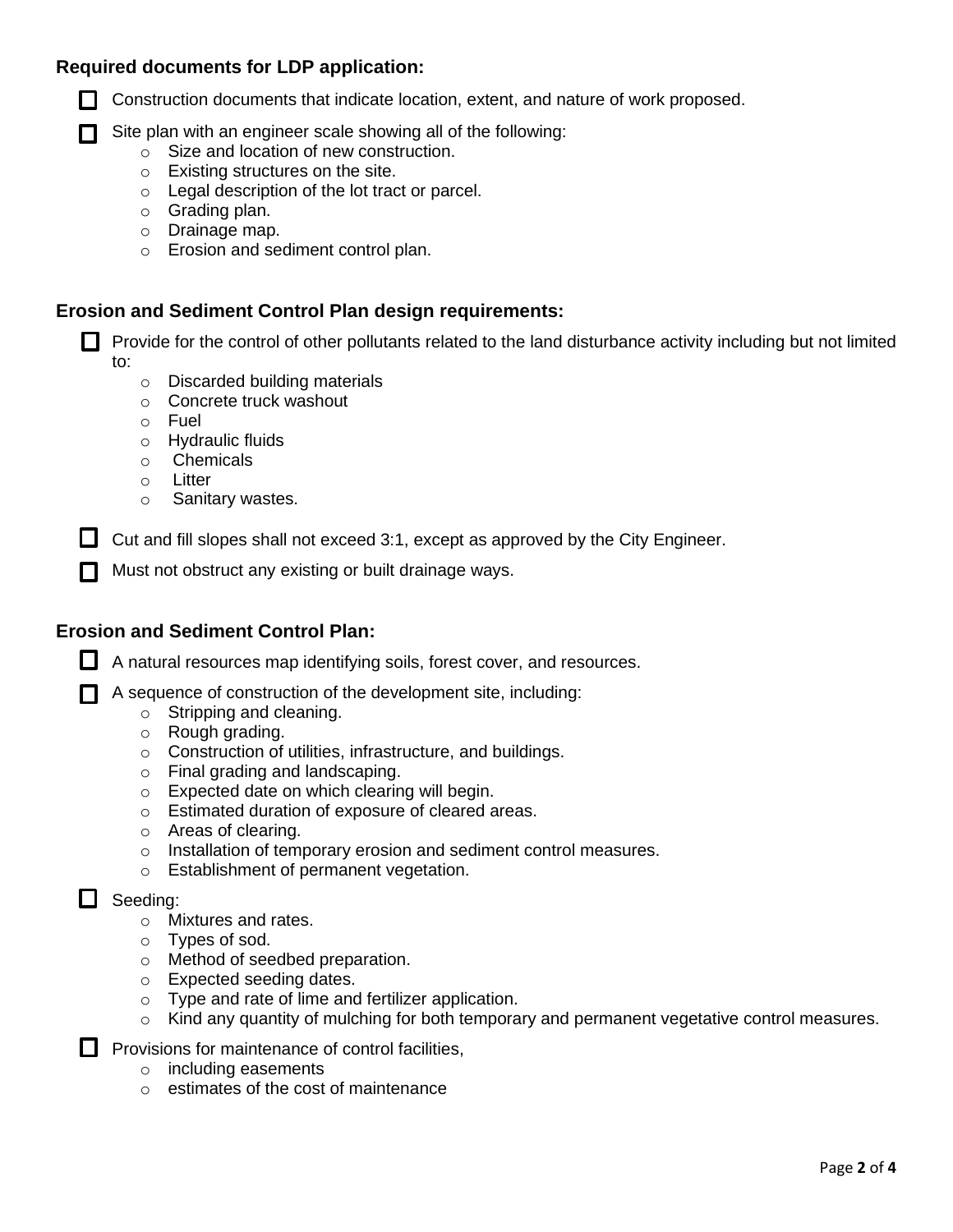### Required documents for LDP application:

- [ ] Construction documents that indicate location, extent, and nature of work proposed.
- [ ] Site plan with an engineer scale showing all of the following:
    - Size and location of new construction.
    - Existing structures on the site.
    - Legal description of the lot tract or parcel.
    - Grading plan.
    - Drainage map.
    - Erosion and sediment control plan.

### Erosion and Sediment Control Plan design requirements:

- [ ] Provide for the control of other pollutants related to the land disturbance activity including but not limited to:
    - Discarded building materials
    - Concrete truck washout
    - Fuel
    - Hydraulic fluids
    - Chemicals
    - Litter
    - Sanitary wastes.
- [ ] Cut and fill slopes shall not exceed 3:1, except as approved by the City Engineer.
- [ ] Must not obstruct any existing or built drainage ways.

### Erosion and Sediment Control Plan:

- [ ] A natural resources map identifying soils, forest cover, and resources.
- [ ] A sequence of construction of the development site, including:
    - Stripping and cleaning.
    - Rough grading.
    - Construction of utilities, infrastructure, and buildings.
    - Final grading and landscaping.
    - Expected date on which clearing will begin.
    - Estimated duration of exposure of cleared areas.
    - Areas of clearing.
    - Installation of temporary erosion and sediment control measures.
    - Establishment of permanent vegetation.
- [ ] Seeding:
    - Mixtures and rates.
    - Types of sod.
    - Method of seedbed preparation.
    - Expected seeding dates.
    - Type and rate of lime and fertilizer application.
    - Kind any quantity of mulching for both temporary and permanent vegetative control measures.
- [ ] Provisions for maintenance of control facilities,
    - including easements
    - estimates of the cost of maintenance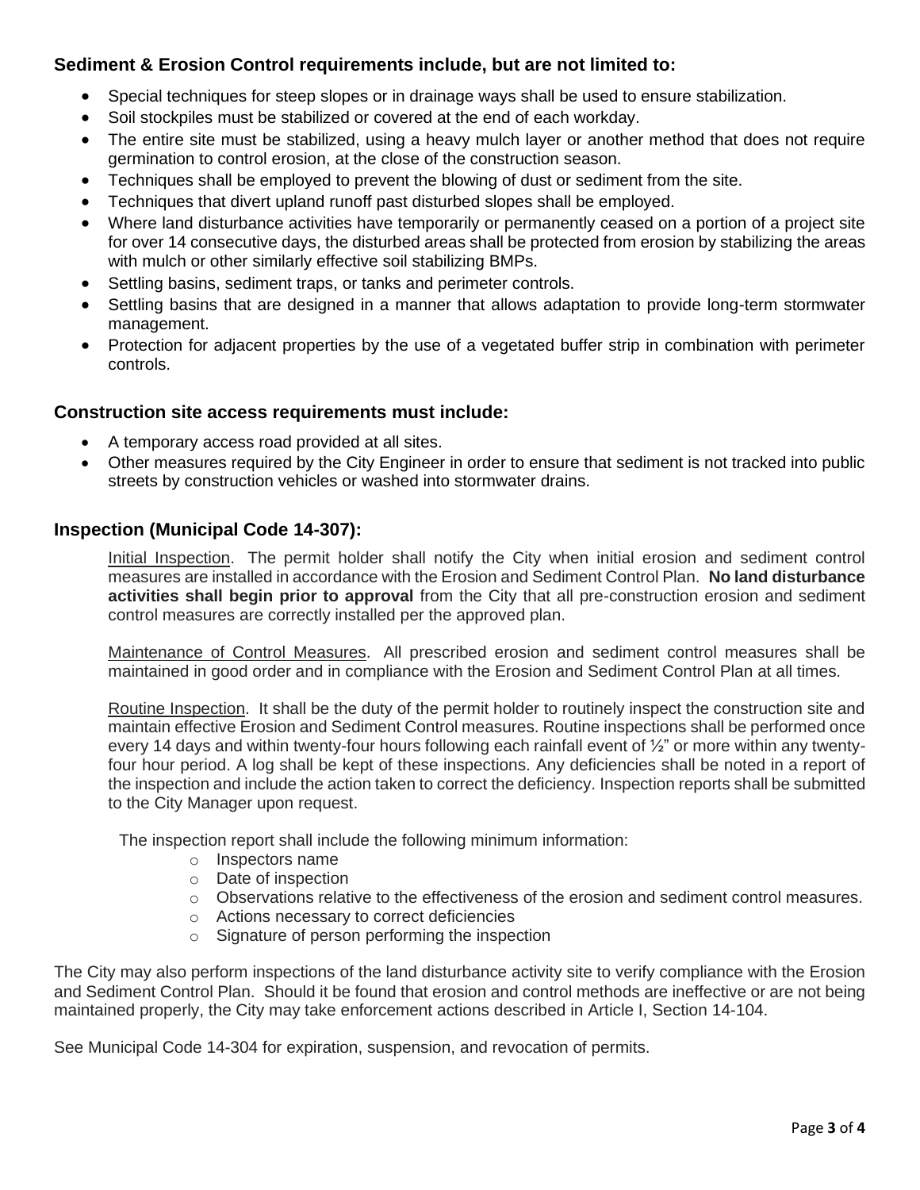### Sediment & Erosion Control requirements include, but are not limited to:

- Special techniques for steep slopes or in drainage ways shall be used to ensure stabilization.
- Soil stockpiles must be stabilized or covered at the end of each workday.
- The entire site must be stabilized, using a heavy mulch layer or another method that does not require germination to control erosion, at the close of the construction season.
- Techniques shall be employed to prevent the blowing of dust or sediment from the site.
- Techniques that divert upland runoff past disturbed slopes shall be employed.
- Where land disturbance activities have temporarily or permanently ceased on a portion of a project site for over 14 consecutive days, the disturbed areas shall be protected from erosion by stabilizing the areas with mulch or other similarly effective soil stabilizing BMPs.
- Settling basins, sediment traps, or tanks and perimeter controls.
- Settling basins that are designed in a manner that allows adaptation to provide long-term stormwater management.
- Protection for adjacent properties by the use of a vegetated buffer strip in combination with perimeter controls.

### Construction site access requirements must include:

- A temporary access road provided at all sites.
- Other measures required by the City Engineer in order to ensure that sediment is not tracked into public streets by construction vehicles or washed into stormwater drains.

### Inspection (Municipal Code 14-307):

Initial Inspection. The permit holder shall notify the City when initial erosion and sediment control measures are installed in accordance with the Erosion and Sediment Control Plan. **No land disturbance activities shall begin prior to approval** from the City that all pre-construction erosion and sediment control measures are correctly installed per the approved plan.

Maintenance of Control Measures. All prescribed erosion and sediment control measures shall be maintained in good order and in compliance with the Erosion and Sediment Control Plan at all times.

Routine Inspection. It shall be the duty of the permit holder to routinely inspect the construction site and maintain effective Erosion and Sediment Control measures. Routine inspections shall be performed once every 14 days and within twenty-four hours following each rainfall event of ½" or more within any twenty-four hour period. A log shall be kept of these inspections. Any deficiencies shall be noted in a report of the inspection and include the action taken to correct the deficiency. Inspection reports shall be submitted to the City Manager upon request.

The inspection report shall include the following minimum information:

- Inspectors name
- Date of inspection
- Observations relative to the effectiveness of the erosion and sediment control measures.
- Actions necessary to correct deficiencies
- Signature of person performing the inspection

The City may also perform inspections of the land disturbance activity site to verify compliance with the Erosion and Sediment Control Plan. Should it be found that erosion and control methods are ineffective or are not being maintained properly, the City may take enforcement actions described in Article I, Section 14-104.

See Municipal Code 14-304 for expiration, suspension, and revocation of permits.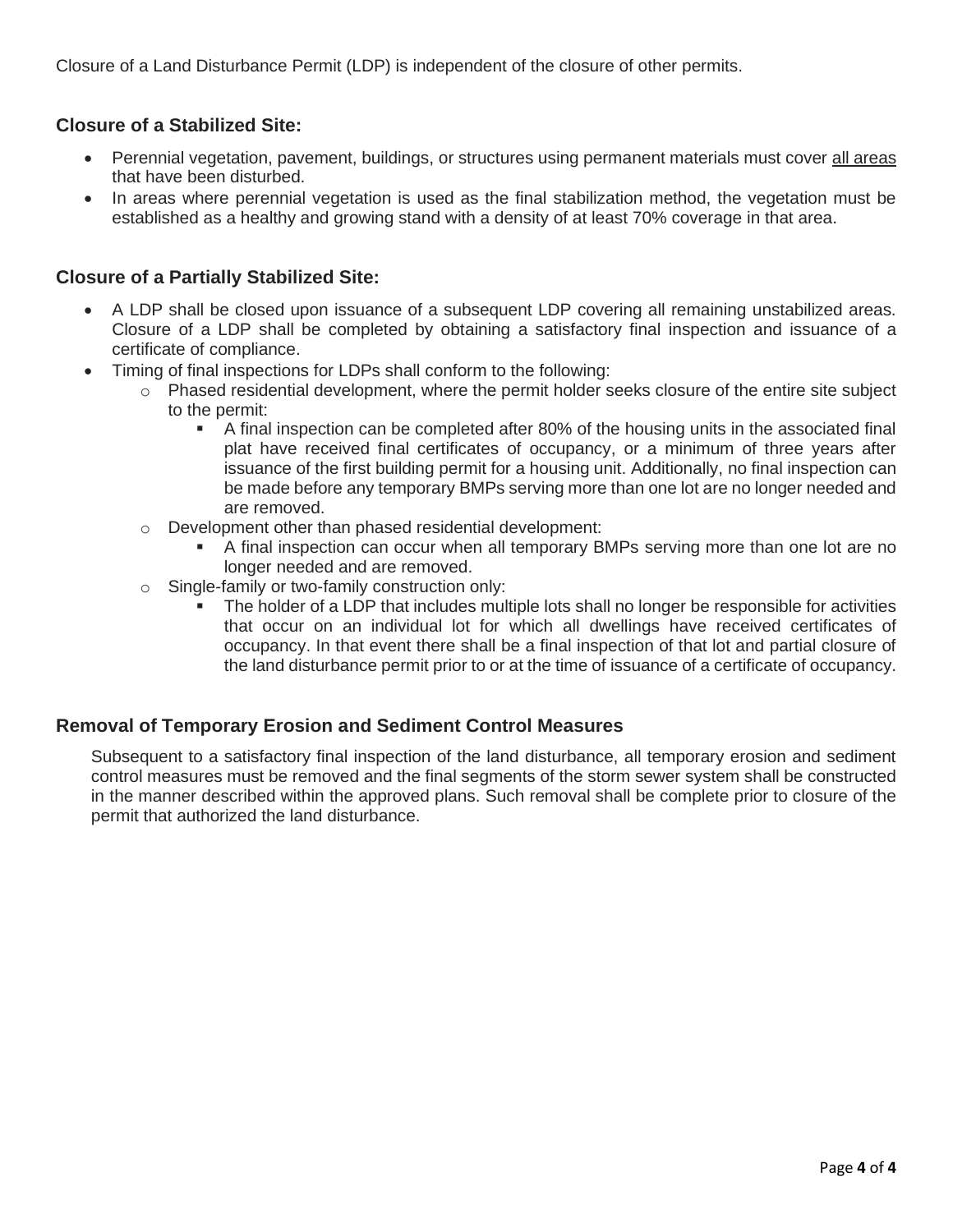Closure of a Land Disturbance Permit (LDP) is independent of the closure of other permits.

### Closure of a Stabilized Site:

- Perennial vegetation, pavement, buildings, or structures using permanent materials must cover <u>all areas</u> that have been disturbed.
- In areas where perennial vegetation is used as the final stabilization method, the vegetation must be established as a healthy and growing stand with a density of at least 70% coverage in that area.

### Closure of a Partially Stabilized Site:

- A LDP shall be closed upon issuance of a subsequent LDP covering all remaining unstabilized areas. Closure of a LDP shall be completed by obtaining a satisfactory final inspection and issuance of a certificate of compliance.
- Timing of final inspections for LDPs shall conform to the following:
  - Phased residential development, where the permit holder seeks closure of the entire site subject to the permit:
    - A final inspection can be completed after 80% of the housing units in the associated final plat have received final certificates of occupancy, or a minimum of three years after issuance of the first building permit for a housing unit. Additionally, no final inspection can be made before any temporary BMPs serving more than one lot are no longer needed and are removed.
  - Development other than phased residential development:
    - A final inspection can occur when all temporary BMPs serving more than one lot are no longer needed and are removed.
  - Single-family or two-family construction only:
    - The holder of a LDP that includes multiple lots shall no longer be responsible for activities that occur on an individual lot for which all dwellings have received certificates of occupancy. In that event there shall be a final inspection of that lot and partial closure of the land disturbance permit prior to or at the time of issuance of a certificate of occupancy.

### Removal of Temporary Erosion and Sediment Control Measures

Subsequent to a satisfactory final inspection of the land disturbance, all temporary erosion and sediment control measures must be removed and the final segments of the storm sewer system shall be constructed in the manner described within the approved plans. Such removal shall be complete prior to closure of the permit that authorized the land disturbance.